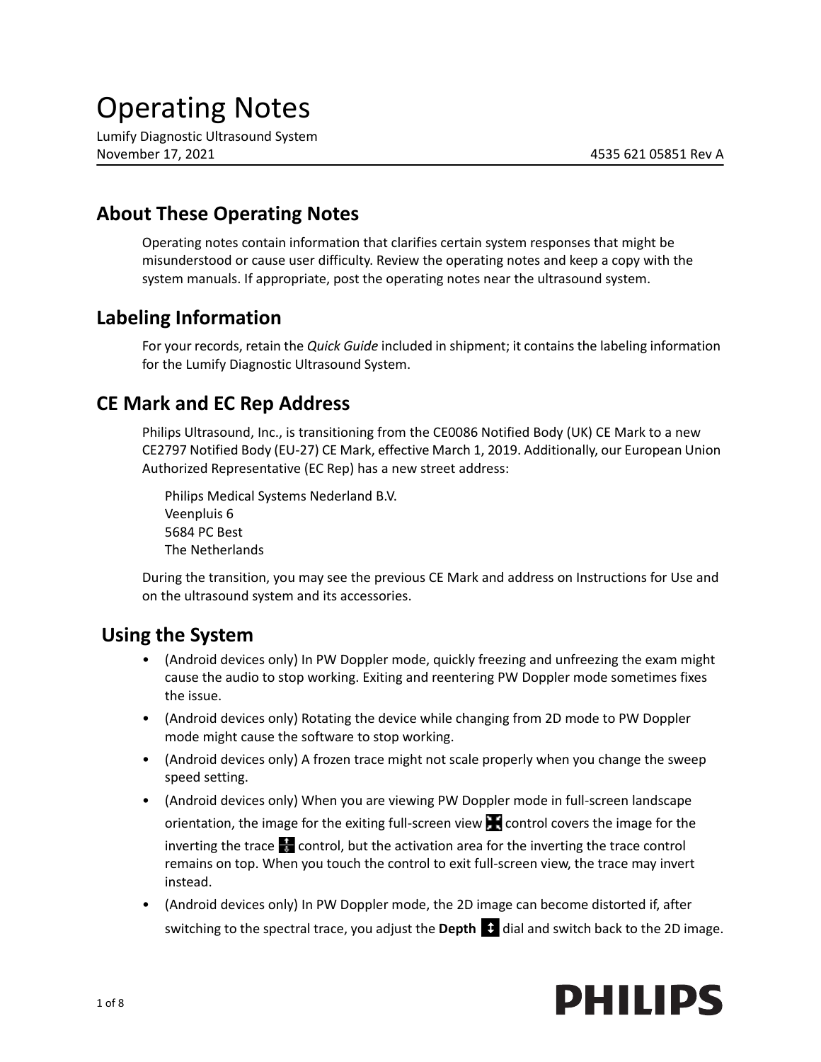# Operating Notes

Lumify Diagnostic Ultrasound System
November 17, 2021 4535 621 05851 Rev A

## About These Operating Notes

Operating notes contain information that clarifies certain system responses that might be misunderstood or cause user difficulty. Review the operating notes and keep a copy with the system manuals. If appropriate, post the operating notes near the ultrasound system.

## Labeling Information

For your records, retain the *Quick Guide* included in shipment; it contains the labeling information for the Lumify Diagnostic Ultrasound System.

## CE Mark and EC Rep Address

Philips Ultrasound, Inc., is transitioning from the CE0086 Notified Body (UK) CE Mark to a new CE2797 Notified Body (EU-27) CE Mark, effective March 1, 2019. Additionally, our European Union Authorized Representative (EC Rep) has a new street address:

Philips Medical Systems Nederland B.V.
Veenpluis 6
5684 PC Best
The Netherlands

During the transition, you may see the previous CE Mark and address on Instructions for Use and on the ultrasound system and its accessories.

## Using the System

- (Android devices only) In PW Doppler mode, quickly freezing and unfreezing the exam might cause the audio to stop working. Exiting and reentering PW Doppler mode sometimes fixes the issue.
- (Android devices only) Rotating the device while changing from 2D mode to PW Doppler mode might cause the software to stop working.
- (Android devices only) A frozen trace might not scale properly when you change the sweep speed setting.
- (Android devices only) When you are viewing PW Doppler mode in full-screen landscape orientation, the image for the exiting full-screen view control covers the image for the inverting the trace control, but the activation area for the inverting the trace control remains on top. When you touch the control to exit full-screen view, the trace may invert instead.
- (Android devices only) In PW Doppler mode, the 2D image can become distorted if, after switching to the spectral trace, you adjust the **Depth** dial and switch back to the 2D image.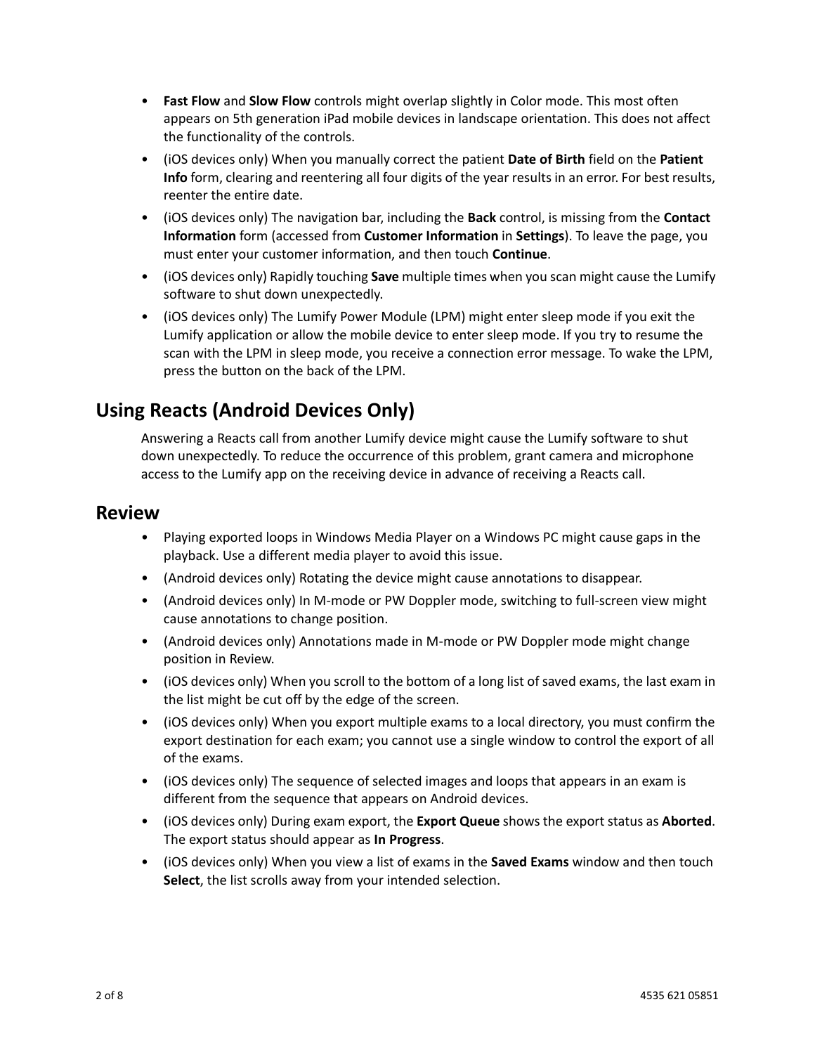- **Fast Flow** and **Slow Flow** controls might overlap slightly in Color mode. This most often appears on 5th generation iPad mobile devices in landscape orientation. This does not affect the functionality of the controls.
- (iOS devices only) When you manually correct the patient **Date of Birth** field on the **Patient Info** form, clearing and reentering all four digits of the year results in an error. For best results, reenter the entire date.
- (iOS devices only) The navigation bar, including the **Back** control, is missing from the **Contact Information** form (accessed from **Customer Information** in **Settings**). To leave the page, you must enter your customer information, and then touch **Continue**.
- (iOS devices only) Rapidly touching **Save** multiple times when you scan might cause the Lumify software to shut down unexpectedly.
- (iOS devices only) The Lumify Power Module (LPM) might enter sleep mode if you exit the Lumify application or allow the mobile device to enter sleep mode. If you try to resume the scan with the LPM in sleep mode, you receive a connection error message. To wake the LPM, press the button on the back of the LPM.

## Using Reacts (Android Devices Only)

Answering a Reacts call from another Lumify device might cause the Lumify software to shut down unexpectedly. To reduce the occurrence of this problem, grant camera and microphone access to the Lumify app on the receiving device in advance of receiving a Reacts call.

## Review

- Playing exported loops in Windows Media Player on a Windows PC might cause gaps in the playback. Use a different media player to avoid this issue.
- (Android devices only) Rotating the device might cause annotations to disappear.
- (Android devices only) In M-mode or PW Doppler mode, switching to full-screen view might cause annotations to change position.
- (Android devices only) Annotations made in M-mode or PW Doppler mode might change position in Review.
- (iOS devices only) When you scroll to the bottom of a long list of saved exams, the last exam in the list might be cut off by the edge of the screen.
- (iOS devices only) When you export multiple exams to a local directory, you must confirm the export destination for each exam; you cannot use a single window to control the export of all of the exams.
- (iOS devices only) The sequence of selected images and loops that appears in an exam is different from the sequence that appears on Android devices.
- (iOS devices only) During exam export, the **Export Queue** shows the export status as **Aborted**. The export status should appear as **In Progress**.
- (iOS devices only) When you view a list of exams in the **Saved Exams** window and then touch **Select**, the list scrolls away from your intended selection.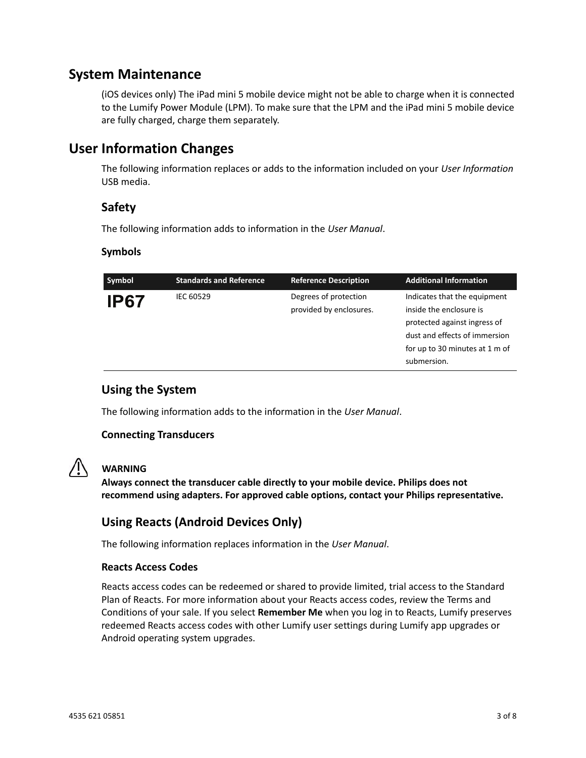## System Maintenance

(iOS devices only) The iPad mini 5 mobile device might not be able to charge when it is connected to the Lumify Power Module (LPM). To make sure that the LPM and the iPad mini 5 mobile device are fully charged, charge them separately.

## User Information Changes

The following information replaces or adds to the information included on your *User Information* USB media.

### Safety

The following information adds to information in the *User Manual*.

#### Symbols

| Symbol | Standards and Reference | Reference Description | Additional Information |
| --- | --- | --- | --- |
| **IP67** | IEC 60529 | Degrees of protection provided by enclosures. | Indicates that the equipment inside the enclosure is protected against ingress of dust and effects of immersion for up to 30 minutes at 1 m of submersion. |

### Using the System

The following information adds to the information in the *User Manual*.

#### Connecting Transducers

**WARNING**

**Always connect the transducer cable directly to your mobile device. Philips does not recommend using adapters. For approved cable options, contact your Philips representative.**

### Using Reacts (Android Devices Only)

The following information replaces information in the *User Manual*.

#### Reacts Access Codes

Reacts access codes can be redeemed or shared to provide limited, trial access to the Standard Plan of Reacts. For more information about your Reacts access codes, review the Terms and Conditions of your sale. If you select **Remember Me** when you log in to Reacts, Lumify preserves redeemed Reacts access codes with other Lumify user settings during Lumify app upgrades or Android operating system upgrades.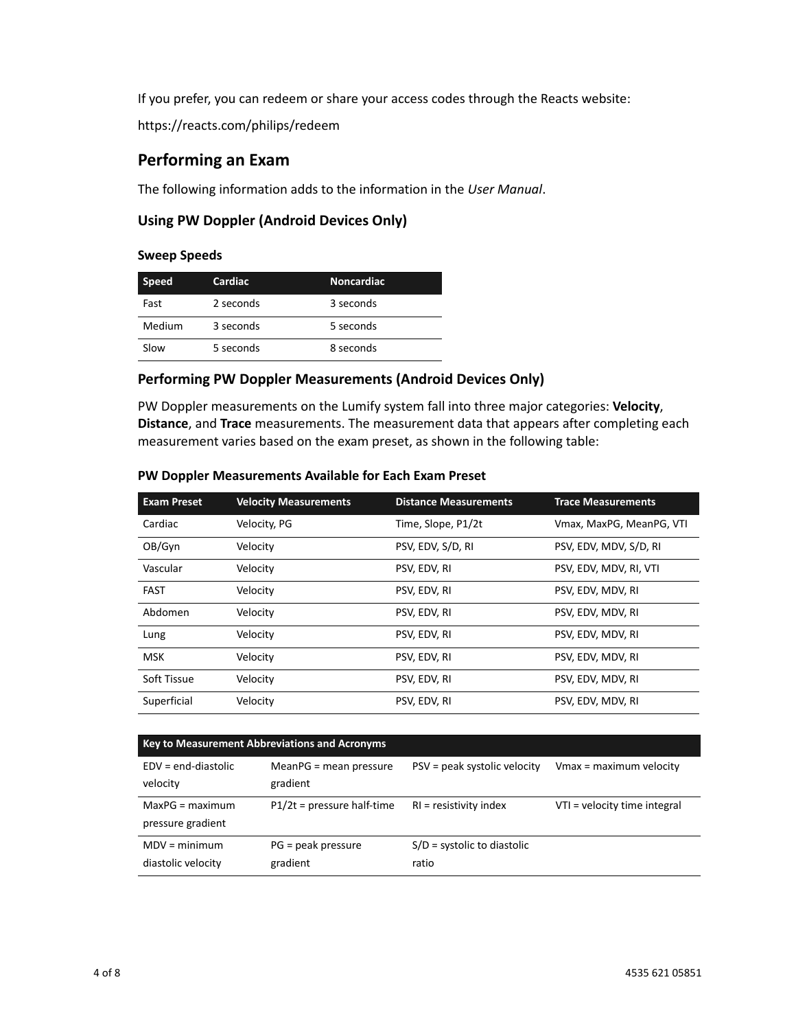If you prefer, you can redeem or share your access codes through the Reacts website:

https://reacts.com/philips/redeem

## Performing an Exam

The following information adds to the information in the *User Manual*.

### Using PW Doppler (Android Devices Only)

#### Sweep Speeds

| Speed | Cardiac | Noncardiac |
|---|---|---|
| Fast | 2 seconds | 3 seconds |
| Medium | 3 seconds | 5 seconds |
| Slow | 5 seconds | 8 seconds |

### Performing PW Doppler Measurements (Android Devices Only)

PW Doppler measurements on the Lumify system fall into three major categories: **Velocity**, **Distance**, and **Trace** measurements. The measurement data that appears after completing each measurement varies based on the exam preset, as shown in the following table:

#### PW Doppler Measurements Available for Each Exam Preset

| Exam Preset | Velocity Measurements | Distance Measurements | Trace Measurements |
|---|---|---|---|
| Cardiac | Velocity, PG | Time, Slope, P1/2t | Vmax, MaxPG, MeanPG, VTI |
| OB/Gyn | Velocity | PSV, EDV, S/D, RI | PSV, EDV, MDV, S/D, RI |
| Vascular | Velocity | PSV, EDV, RI | PSV, EDV, MDV, RI, VTI |
| FAST | Velocity | PSV, EDV, RI | PSV, EDV, MDV, RI |
| Abdomen | Velocity | PSV, EDV, RI | PSV, EDV, MDV, RI |
| Lung | Velocity | PSV, EDV, RI | PSV, EDV, MDV, RI |
| MSK | Velocity | PSV, EDV, RI | PSV, EDV, MDV, RI |
| Soft Tissue | Velocity | PSV, EDV, RI | PSV, EDV, MDV, RI |
| Superficial | Velocity | PSV, EDV, RI | PSV, EDV, MDV, RI |

| Key to Measurement Abbreviations and Acronyms | | | |
|---|---|---|---|
| EDV = end-diastolic velocity | MeanPG = mean pressure gradient | PSV = peak systolic velocity | Vmax = maximum velocity |
| MaxPG = maximum pressure gradient | P1/2t = pressure half-time | RI = resistivity index | VTI = velocity time integral |
| MDV = minimum diastolic velocity | PG = peak pressure gradient | S/D = systolic to diastolic ratio | |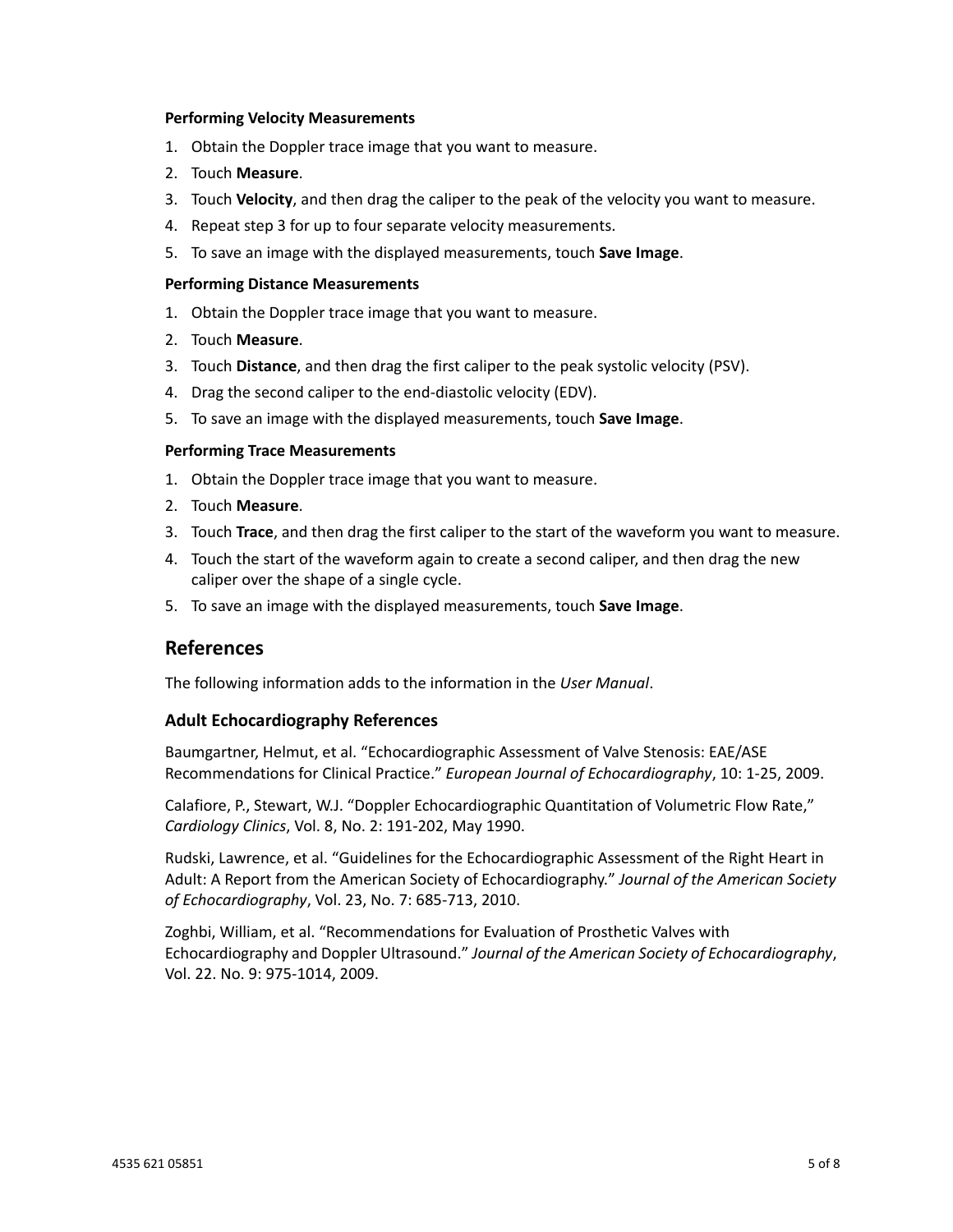#### Performing Velocity Measurements

1. Obtain the Doppler trace image that you want to measure.
2. Touch **Measure**.
3. Touch **Velocity**, and then drag the caliper to the peak of the velocity you want to measure.
4. Repeat step 3 for up to four separate velocity measurements.
5. To save an image with the displayed measurements, touch **Save Image**.

#### Performing Distance Measurements

1. Obtain the Doppler trace image that you want to measure.
2. Touch **Measure**.
3. Touch **Distance**, and then drag the first caliper to the peak systolic velocity (PSV).
4. Drag the second caliper to the end-diastolic velocity (EDV).
5. To save an image with the displayed measurements, touch **Save Image**.

#### Performing Trace Measurements

1. Obtain the Doppler trace image that you want to measure.
2. Touch **Measure**.
3. Touch **Trace**, and then drag the first caliper to the start of the waveform you want to measure.
4. Touch the start of the waveform again to create a second caliper, and then drag the new caliper over the shape of a single cycle.
5. To save an image with the displayed measurements, touch **Save Image**.

## References

The following information adds to the information in the *User Manual*.

### Adult Echocardiography References

Baumgartner, Helmut, et al. "Echocardiographic Assessment of Valve Stenosis: EAE/ASE Recommendations for Clinical Practice." *European Journal of Echocardiography*, 10: 1-25, 2009.

Calafiore, P., Stewart, W.J. "Doppler Echocardiographic Quantitation of Volumetric Flow Rate," *Cardiology Clinics*, Vol. 8, No. 2: 191-202, May 1990.

Rudski, Lawrence, et al. "Guidelines for the Echocardiographic Assessment of the Right Heart in Adult: A Report from the American Society of Echocardiography." *Journal of the American Society of Echocardiography*, Vol. 23, No. 7: 685-713, 2010.

Zoghbi, William, et al. "Recommendations for Evaluation of Prosthetic Valves with Echocardiography and Doppler Ultrasound." *Journal of the American Society of Echocardiography*, Vol. 22. No. 9: 975-1014, 2009.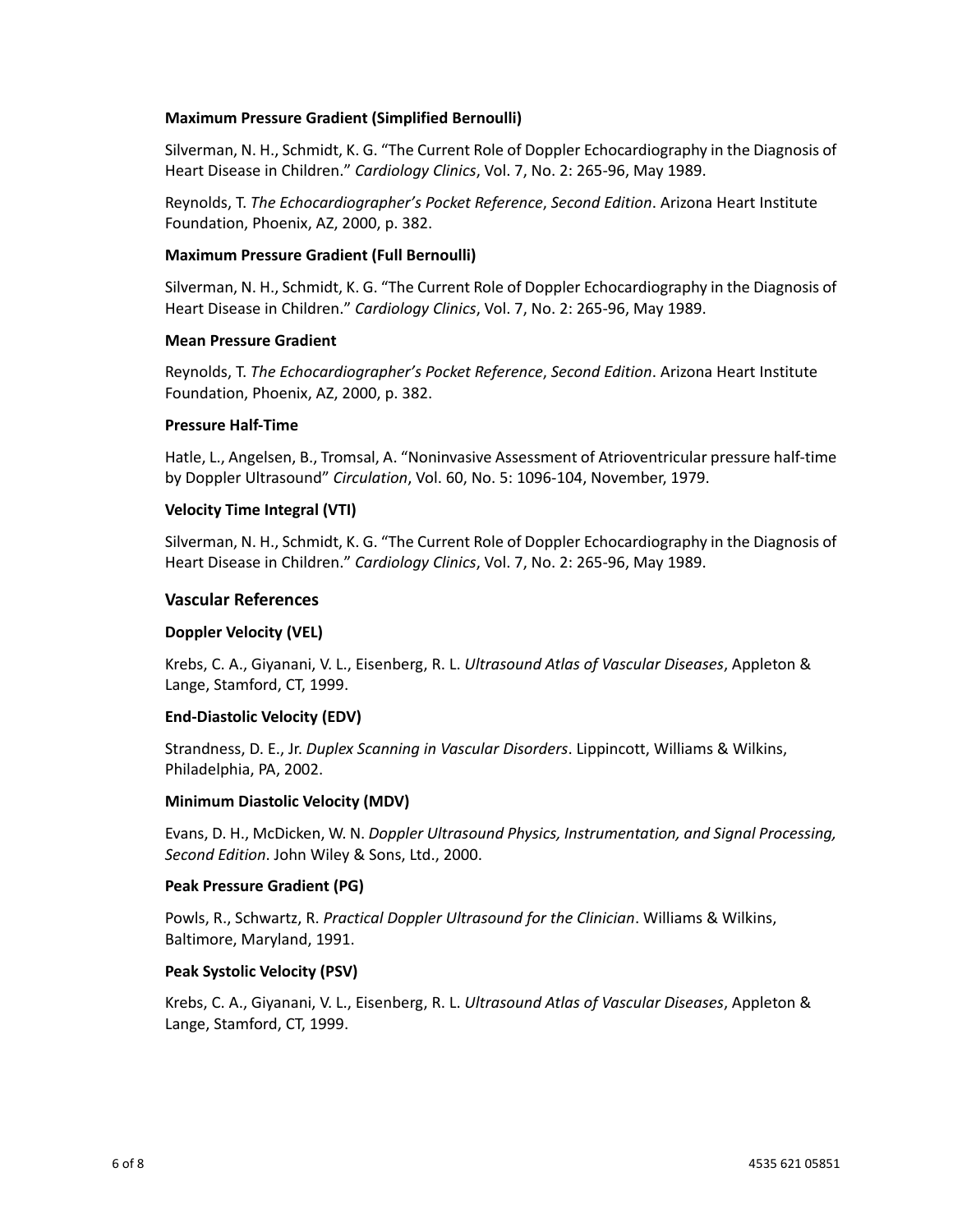**Maximum Pressure Gradient (Simplified Bernoulli)**

Silverman, N. H., Schmidt, K. G. “The Current Role of Doppler Echocardiography in the Diagnosis of Heart Disease in Children.” *Cardiology Clinics*, Vol. 7, No. 2: 265-96, May 1989.

Reynolds, T. *The Echocardiographer’s Pocket Reference*, *Second Edition*. Arizona Heart Institute Foundation, Phoenix, AZ, 2000, p. 382.

**Maximum Pressure Gradient (Full Bernoulli)**

Silverman, N. H., Schmidt, K. G. “The Current Role of Doppler Echocardiography in the Diagnosis of Heart Disease in Children.” *Cardiology Clinics*, Vol. 7, No. 2: 265-96, May 1989.

**Mean Pressure Gradient**

Reynolds, T. *The Echocardiographer’s Pocket Reference*, *Second Edition*. Arizona Heart Institute Foundation, Phoenix, AZ, 2000, p. 382.

**Pressure Half-Time**

Hatle, L., Angelsen, B., Tromsal, A. “Noninvasive Assessment of Atrioventricular pressure half-time by Doppler Ultrasound” *Circulation*, Vol. 60, No. 5: 1096-104, November, 1979.

**Velocity Time Integral (VTI)**

Silverman, N. H., Schmidt, K. G. “The Current Role of Doppler Echocardiography in the Diagnosis of Heart Disease in Children.” *Cardiology Clinics*, Vol. 7, No. 2: 265-96, May 1989.

## Vascular References

**Doppler Velocity (VEL)**

Krebs, C. A., Giyanani, V. L., Eisenberg, R. L. *Ultrasound Atlas of Vascular Diseases*, Appleton & Lange, Stamford, CT, 1999.

**End-Diastolic Velocity (EDV)**

Strandness, D. E., Jr. *Duplex Scanning in Vascular Disorders*. Lippincott, Williams & Wilkins, Philadelphia, PA, 2002.

**Minimum Diastolic Velocity (MDV)**

Evans, D. H., McDicken, W. N. *Doppler Ultrasound Physics, Instrumentation, and Signal Processing, Second Edition*. John Wiley & Sons, Ltd., 2000.

**Peak Pressure Gradient (PG)**

Powls, R., Schwartz, R. *Practical Doppler Ultrasound for the Clinician*. Williams & Wilkins, Baltimore, Maryland, 1991.

**Peak Systolic Velocity (PSV)**

Krebs, C. A., Giyanani, V. L., Eisenberg, R. L. *Ultrasound Atlas of Vascular Diseases*, Appleton & Lange, Stamford, CT, 1999.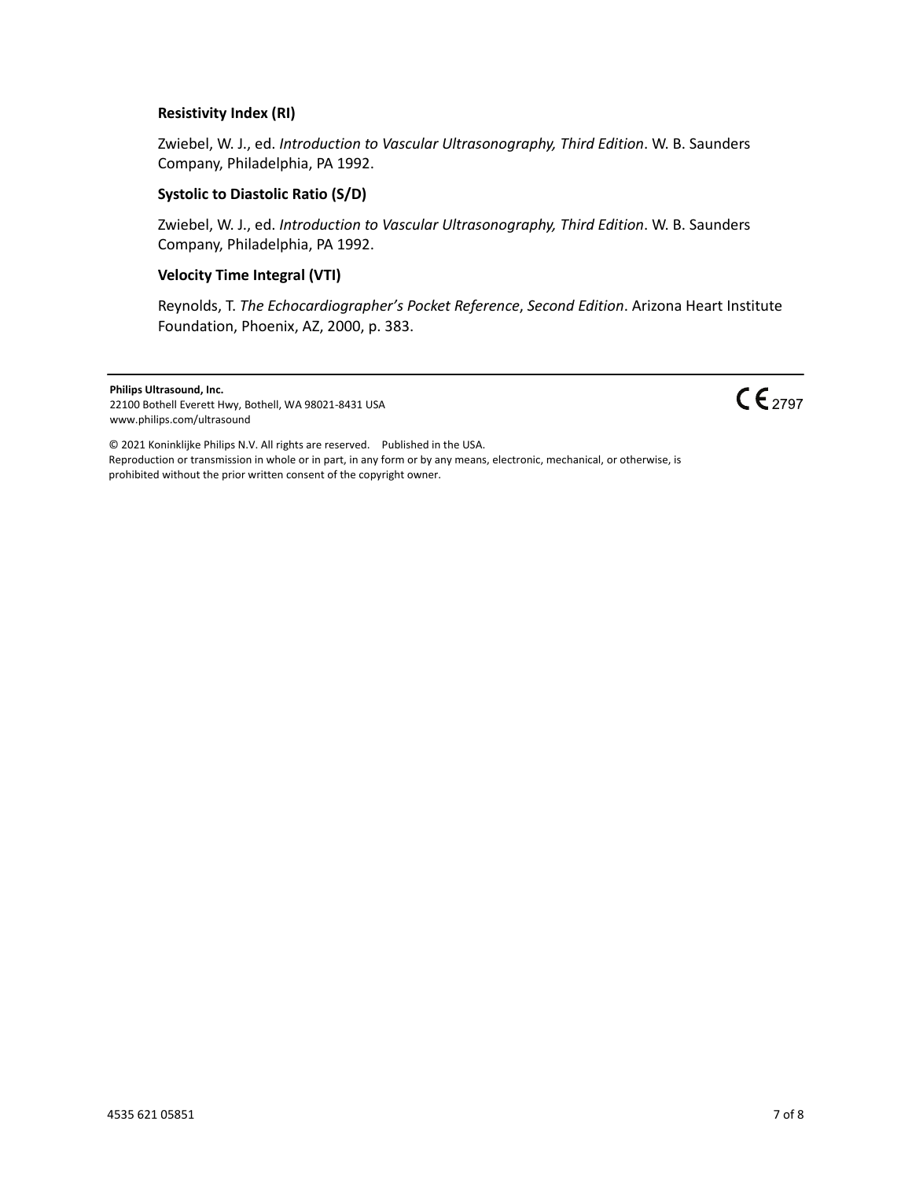**Resistivity Index (RI)**

Zwiebel, W. J., ed. *Introduction to Vascular Ultrasonography, Third Edition*. W. B. Saunders Company, Philadelphia, PA 1992.

**Systolic to Diastolic Ratio (S/D)**

Zwiebel, W. J., ed. *Introduction to Vascular Ultrasonography, Third Edition*. W. B. Saunders Company, Philadelphia, PA 1992.

**Velocity Time Integral (VTI)**

Reynolds, T. *The Echocardiographer's Pocket Reference*, *Second Edition*. Arizona Heart Institute Foundation, Phoenix, AZ, 2000, p. 383.

---

**Philips Ultrasound, Inc.**
22100 Bothell Everett Hwy, Bothell, WA 98021-8431 USA
www.philips.com/ultrasound

CE 2797

© 2021 Koninklijke Philips N.V. All rights are reserved. Published in the USA.
Reproduction or transmission in whole or in part, in any form or by any means, electronic, mechanical, or otherwise, is prohibited without the prior written consent of the copyright owner.

4535 621 05851